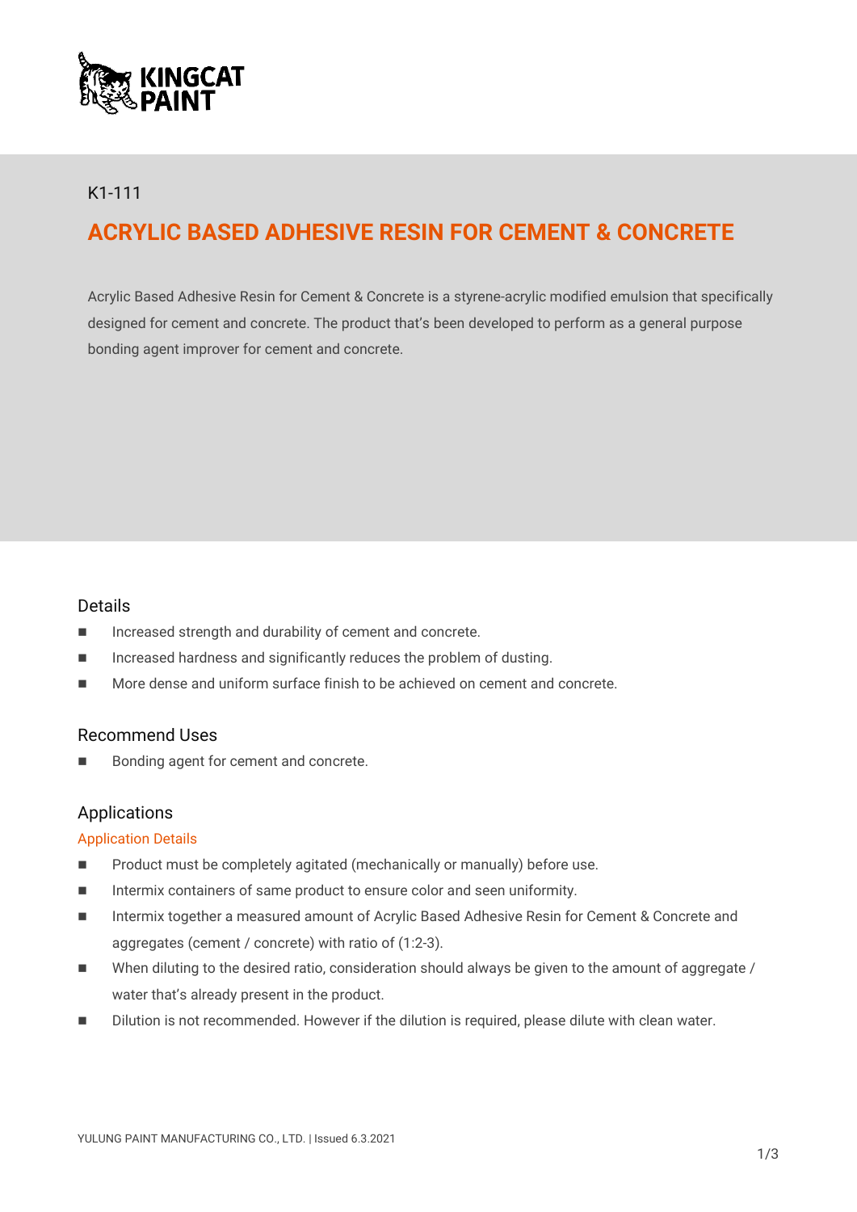KINGCAT PAINT

K1-111

# ACRYLIC BASED ADHESIVE RESIN FOR CEMENT & CONCRETE

Acrylic Based Adhesive Resin for Cement & Concrete is a styrene-acrylic modified emulsion that specifically designed for cement and concrete. The product that's been developed to perform as a general purpose bonding agent improver for cement and concrete.

## Details

- Increased strength and durability of cement and concrete.
- Increased hardness and significantly reduces the problem of dusting.
- More dense and uniform surface finish to be achieved on cement and concrete.

## Recommend Uses

- Bonding agent for cement and concrete.

## Applications

### Application Details

- Product must be completely agitated (mechanically or manually) before use.
- Intermix containers of same product to ensure color and seen uniformity.
- Intermix together a measured amount of Acrylic Based Adhesive Resin for Cement & Concrete and aggregates (cement / concrete) with ratio of (1:2-3).
- When diluting to the desired ratio, consideration should always be given to the amount of aggregate / water that's already present in the product.
- Dilution is not recommended. However if the dilution is required, please dilute with clean water.

YULUNG PAINT MANUFACTURING CO., LTD. | Issued 6.3.2021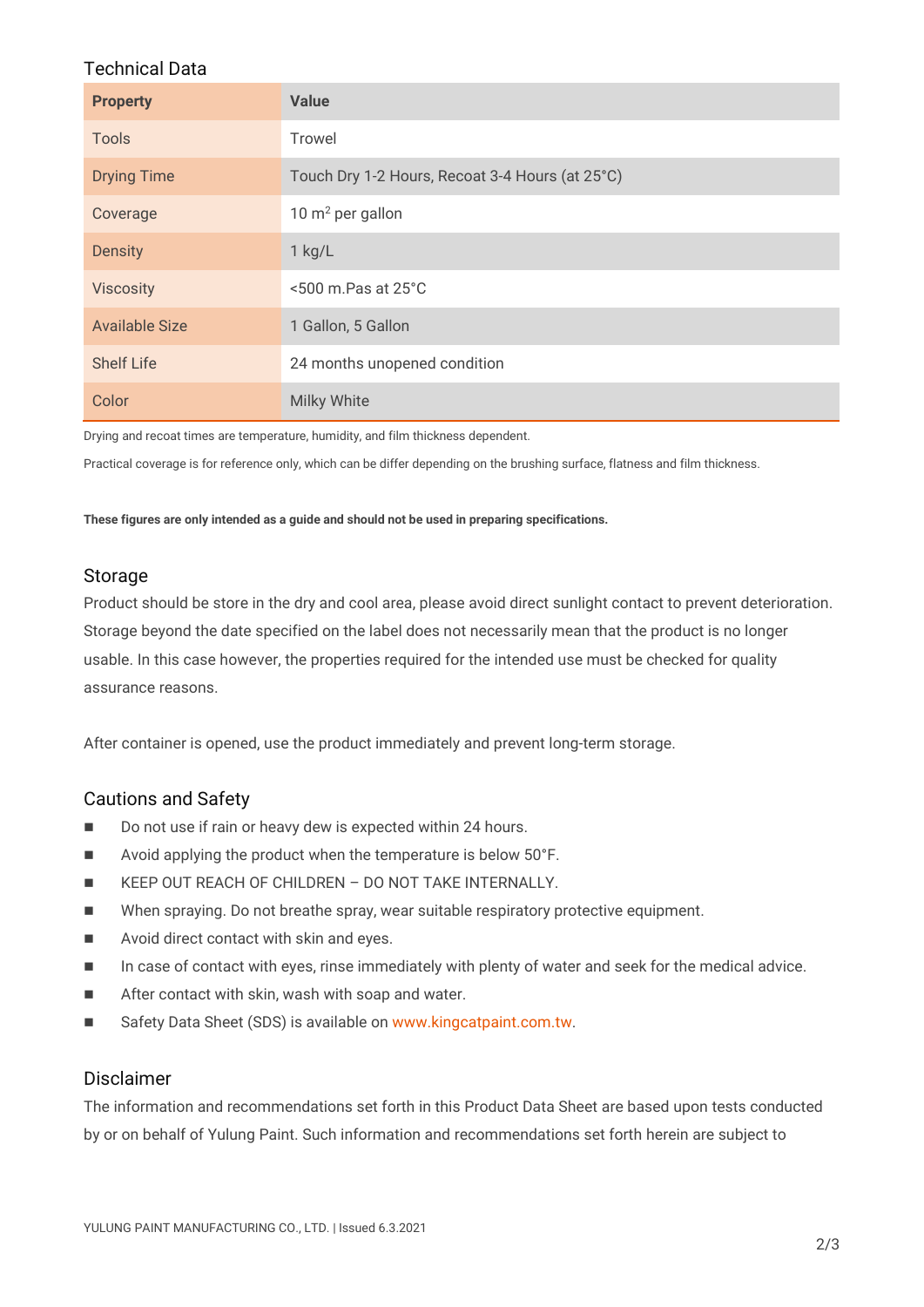## Technical Data

| Property | Value |
|---|---|
| Tools | Trowel |
| Drying Time | Touch Dry 1-2 Hours, Recoat 3-4 Hours (at 25°C) |
| Coverage | 10 $m^2$ per gallon |
| Density | 1 kg/L |
| Viscosity | <500 m.Pas at 25°C |
| Available Size | 1 Gallon, 5 Gallon |
| Shelf Life | 24 months unopened condition |
| Color | Milky White |

Drying and recoat times are temperature, humidity, and film thickness dependent.

Practical coverage is for reference only, which can be differ depending on the brushing surface, flatness and film thickness.

**These figures are only intended as a guide and should not be used in preparing specifications.**

## Storage

Product should be store in the dry and cool area, please avoid direct sunlight contact to prevent deterioration. Storage beyond the date specified on the label does not necessarily mean that the product is no longer usable. In this case however, the properties required for the intended use must be checked for quality assurance reasons.

After container is opened, use the product immediately and prevent long-term storage.

## Cautions and Safety

- Do not use if rain or heavy dew is expected within 24 hours.
- Avoid applying the product when the temperature is below 50°F.
- KEEP OUT REACH OF CHILDREN – DO NOT TAKE INTERNALLY.
- When spraying. Do not breathe spray, wear suitable respiratory protective equipment.
- Avoid direct contact with skin and eyes.
- In case of contact with eyes, rinse immediately with plenty of water and seek for the medical advice.
- After contact with skin, wash with soap and water.
- Safety Data Sheet (SDS) is available on www.kingcatpaint.com.tw.

## Disclaimer

The information and recommendations set forth in this Product Data Sheet are based upon tests conducted by or on behalf of Yulung Paint. Such information and recommendations set forth herein are subject to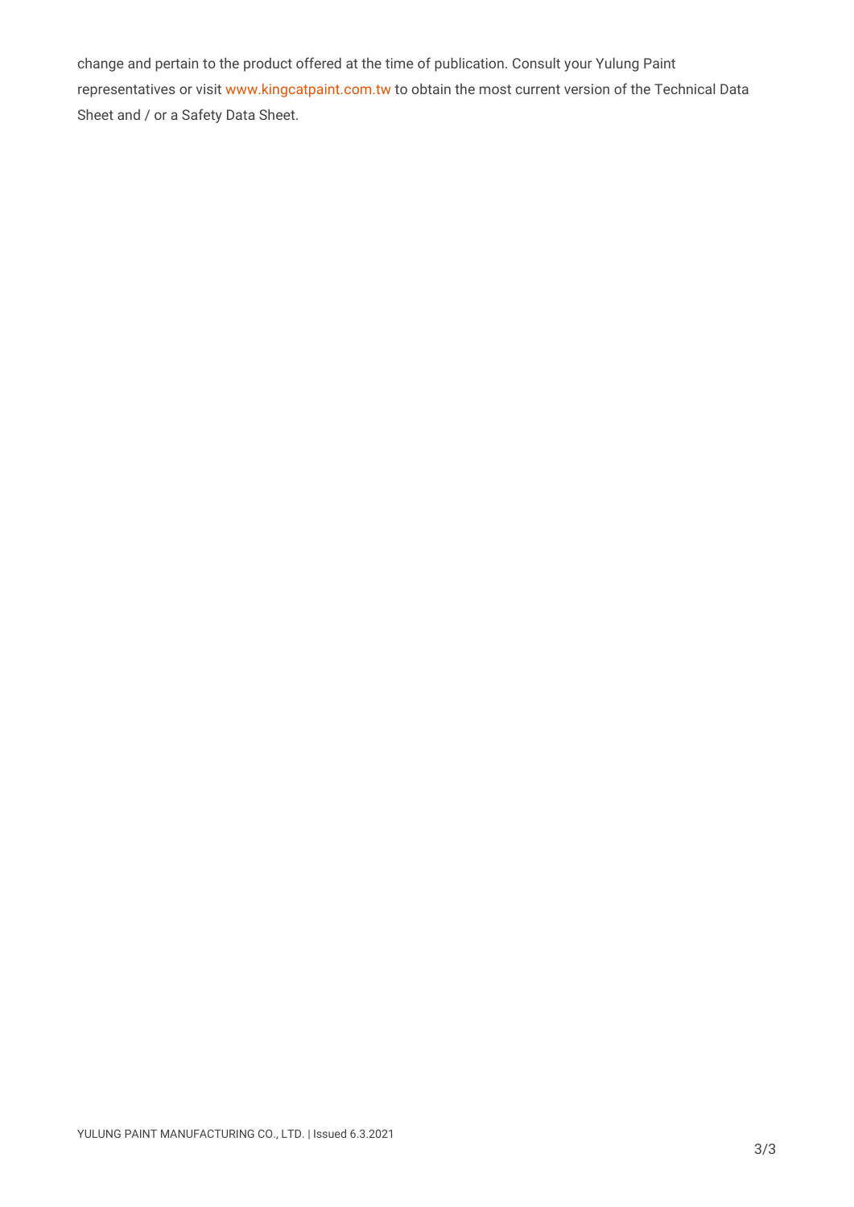change and pertain to the product offered at the time of publication. Consult your Yulung Paint representatives or visit www.kingcatpaint.com.tw to obtain the most current version of the Technical Data Sheet and / or a Safety Data Sheet.